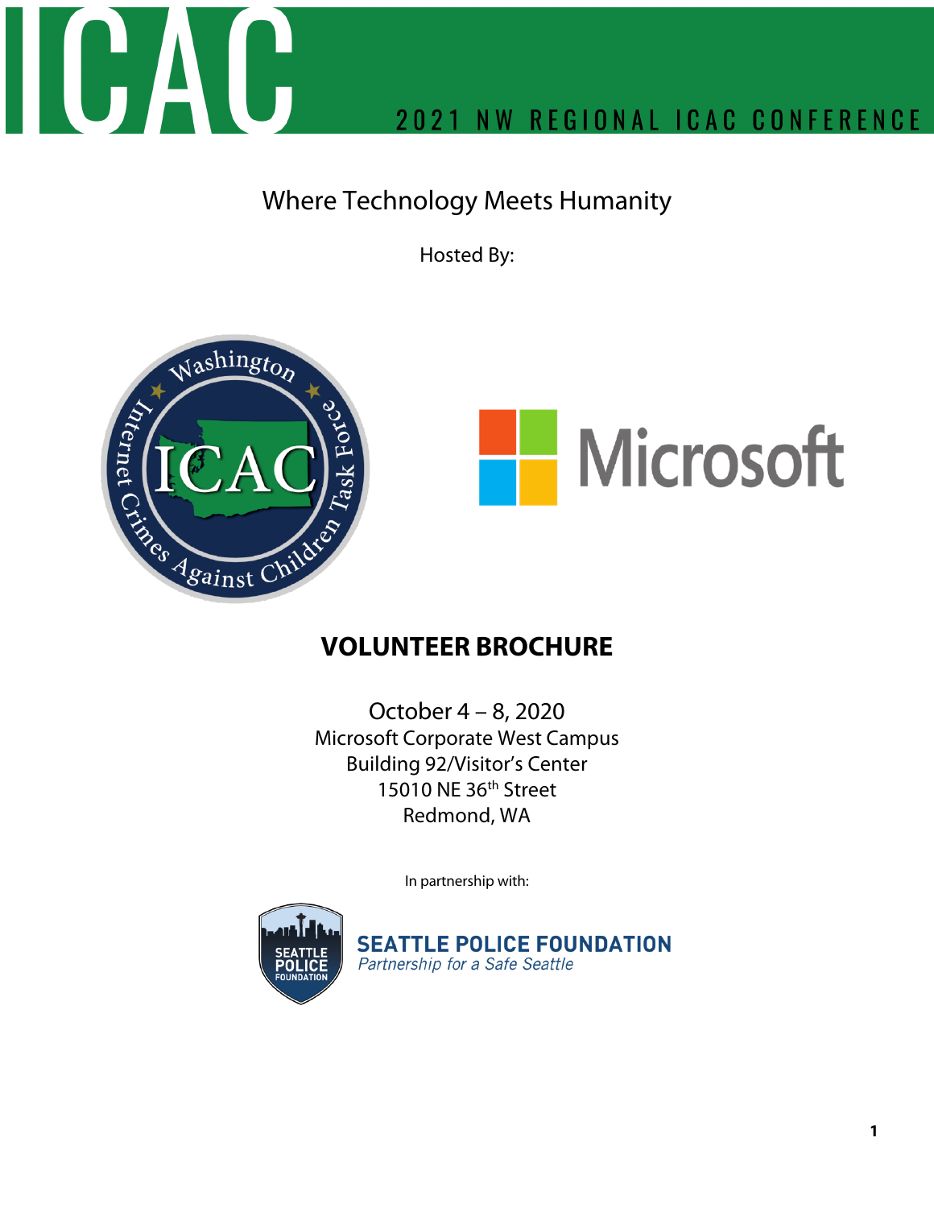# ICAC

2021 NW REGIONAL ICAC CONFERENCE

Where Technology Meets Humanity

Hosted By:

Washington Internet Crimes Against Children Task Force ICAC

Microsoft

## VOLUNTEER BROCHURE

October 4 – 8, 2020
Microsoft Corporate West Campus
Building 92/Visitor's Center
15010 NE 36th Street
Redmond, WA

In partnership with:

SEATTLE POLICE FOUNDATION
*Partnership for a Safe Seattle*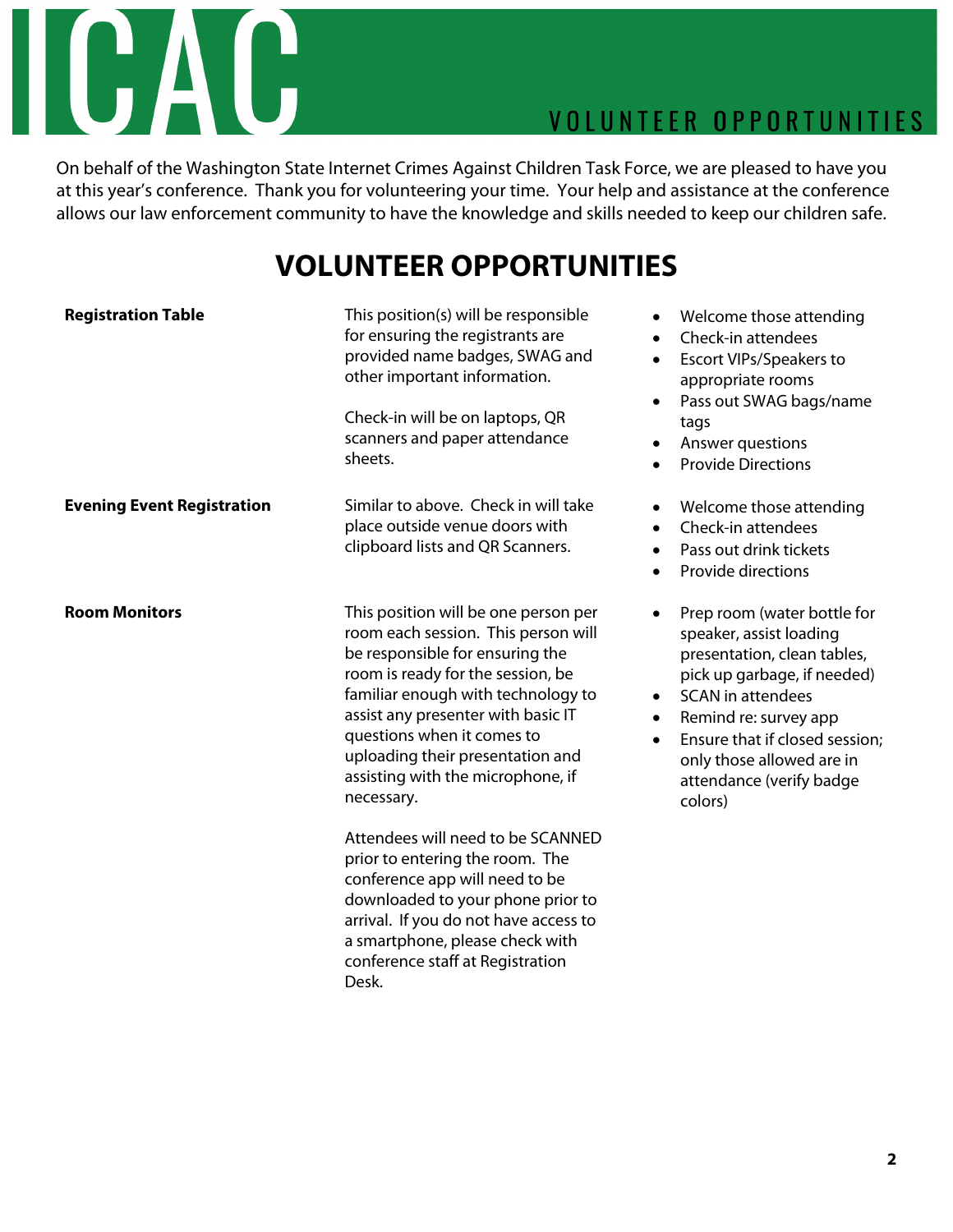# ICAC

VOLUNTEER OPPORTUNITIES

On behalf of the Washington State Internet Crimes Against Children Task Force, we are pleased to have you at this year's conference. Thank you for volunteering your time. Your help and assistance at the conference allows our law enforcement community to have the knowledge and skills needed to keep our children safe.

## VOLUNTEER OPPORTUNITIES

| | | |
|---|---|---|
| **Registration Table** | This position(s) will be responsible for ensuring the registrants are provided name badges, SWAG and other important information.<br><br>Check-in will be on laptops, QR scanners and paper attendance sheets. | • Welcome those attending<br>• Check-in attendees<br>• Escort VIPs/Speakers to appropriate rooms<br>• Pass out SWAG bags/name tags<br>• Answer questions<br>• Provide Directions |
| **Evening Event Registration** | Similar to above. Check in will take place outside venue doors with clipboard lists and QR Scanners. | • Welcome those attending<br>• Check-in attendees<br>• Pass out drink tickets<br>• Provide directions |
| **Room Monitors** | This position will be one person per room each session. This person will be responsible for ensuring the room is ready for the session, be familiar enough with technology to assist any presenter with basic IT questions when it comes to uploading their presentation and assisting with the microphone, if necessary.<br><br>Attendees will need to be SCANNED prior to entering the room. The conference app will need to be downloaded to your phone prior to arrival. If you do not have access to a smartphone, please check with conference staff at Registration Desk. | • Prep room (water bottle for speaker, assist loading presentation, clean tables, pick up garbage, if needed)<br>• SCAN in attendees<br>• Remind re: survey app<br>• Ensure that if closed session; only those allowed are in attendance (verify badge colors) |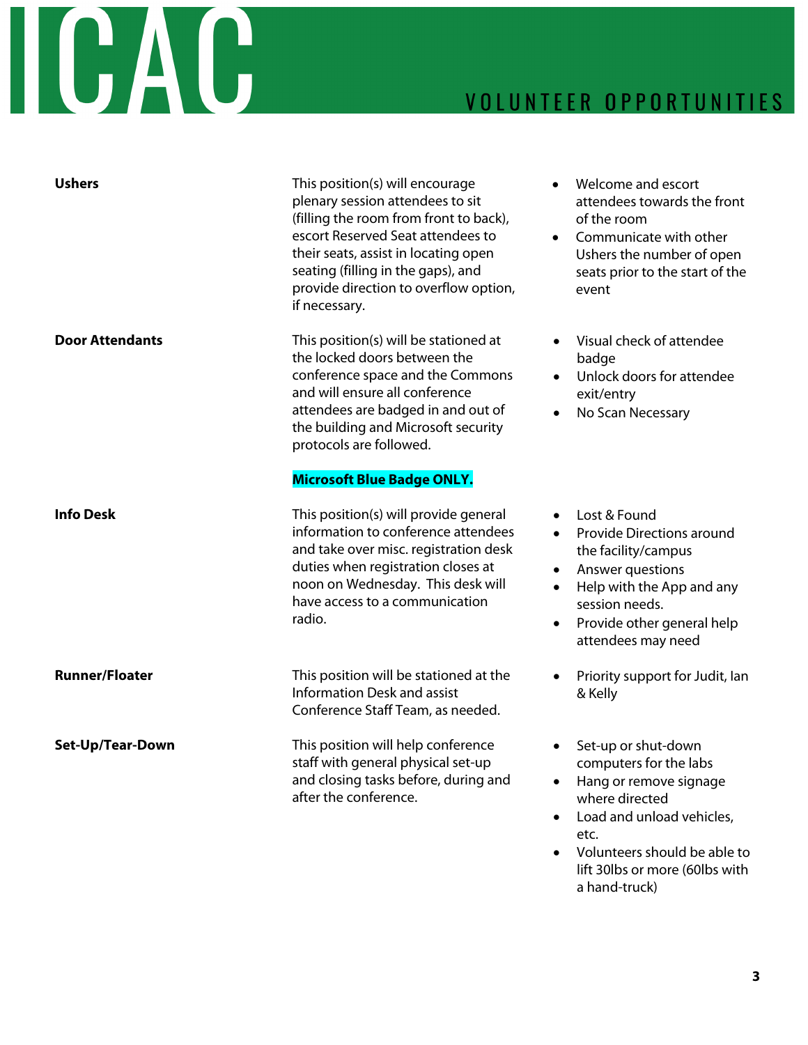# ICAC

## VOLUNTEER OPPORTUNITIES

| | | |
|---|---|---|
| **Ushers** | This position(s) will encourage plenary session attendees to sit (filling the room from front to back), escort Reserved Seat attendees to their seats, assist in locating open seating (filling in the gaps), and provide direction to overflow option, if necessary. | <ul><li>Welcome and escort attendees towards the front of the room</li><li>Communicate with other Ushers the number of open seats prior to the start of the event</li></ul> |
| **Door Attendants** | This position(s) will be stationed at the locked doors between the conference space and the Commons and will ensure all conference attendees are badged in and out of the building and Microsoft security protocols are followed.<br><br>**Microsoft Blue Badge ONLY.** | <ul><li>Visual check of attendee badge</li><li>Unlock doors for attendee exit/entry</li><li>No Scan Necessary</li></ul> |
| **Info Desk** | This position(s) will provide general information to conference attendees and take over misc. registration desk duties when registration closes at noon on Wednesday. This desk will have access to a communication radio. | <ul><li>Lost & Found</li><li>Provide Directions around the facility/campus</li><li>Answer questions</li><li>Help with the App and any session needs.</li><li>Provide other general help attendees may need</li></ul> |
| **Runner/Floater** | This position will be stationed at the Information Desk and assist Conference Staff Team, as needed. | <ul><li>Priority support for Judit, Ian & Kelly</li></ul> |
| **Set-Up/Tear-Down** | This position will help conference staff with general physical set-up and closing tasks before, during and after the conference. | <ul><li>Set-up or shut-down computers for the labs</li><li>Hang or remove signage where directed</li><li>Load and unload vehicles, etc.</li><li>Volunteers should be able to lift 30lbs or more (60lbs with a hand-truck)</li></ul> |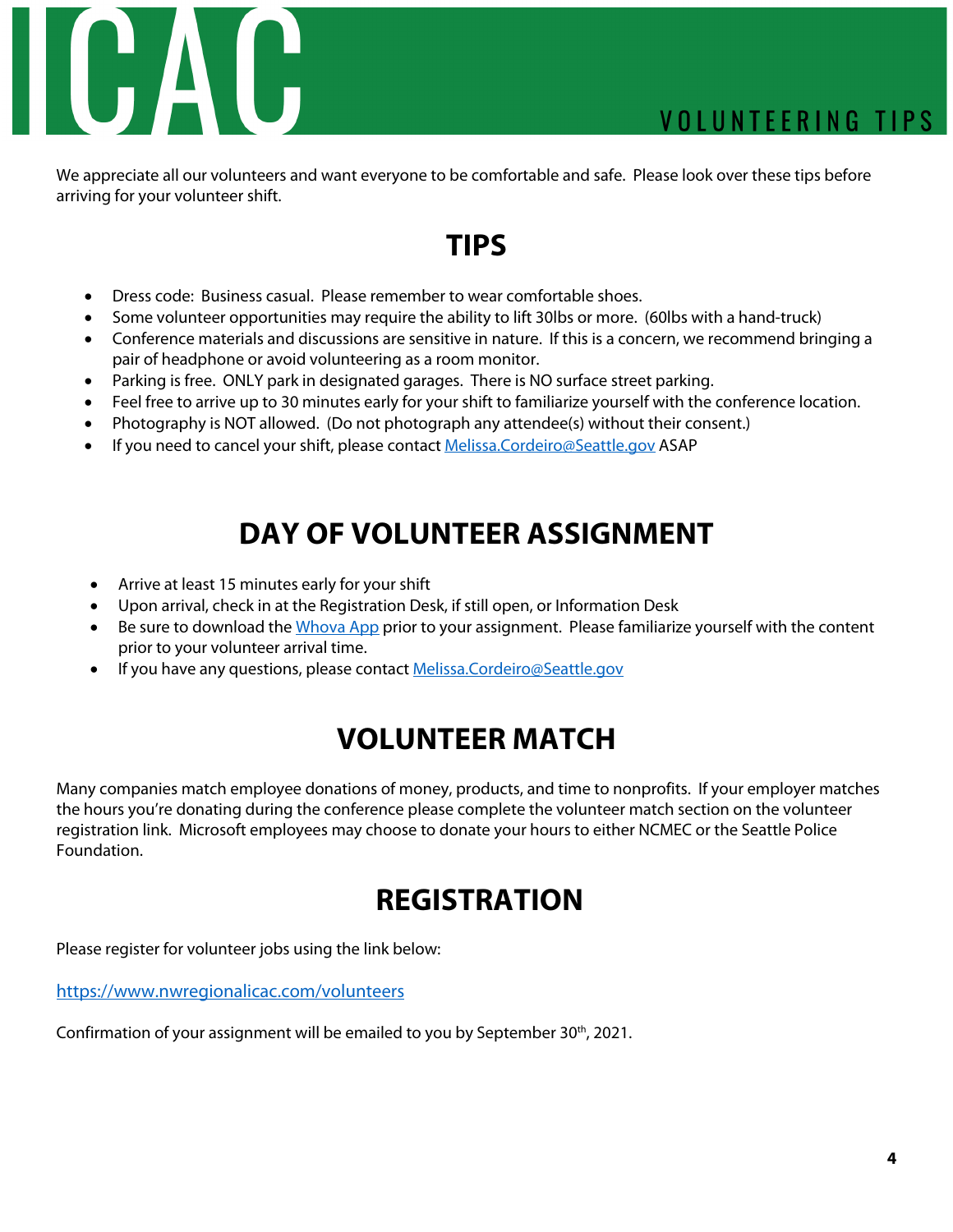# ICAC

## VOLUNTEERING TIPS

We appreciate all our volunteers and want everyone to be comfortable and safe. Please look over these tips before arriving for your volunteer shift.

## TIPS

- Dress code: Business casual. Please remember to wear comfortable shoes.
- Some volunteer opportunities may require the ability to lift 30lbs or more. (60lbs with a hand-truck)
- Conference materials and discussions are sensitive in nature. If this is a concern, we recommend bringing a pair of headphone or avoid volunteering as a room monitor.
- Parking is free. ONLY park in designated garages. There is NO surface street parking.
- Feel free to arrive up to 30 minutes early for your shift to familiarize yourself with the conference location.
- Photography is NOT allowed. (Do not photograph any attendee(s) without their consent.)
- If you need to cancel your shift, please contact [Melissa.Cordeiro@Seattle.gov](mailto:Melissa.Cordeiro@Seattle.gov) ASAP

## DAY OF VOLUNTEER ASSIGNMENT

- Arrive at least 15 minutes early for your shift
- Upon arrival, check in at the Registration Desk, if still open, or Information Desk
- Be sure to download the Whova App prior to your assignment. Please familiarize yourself with the content prior to your volunteer arrival time.
- If you have any questions, please contact [Melissa.Cordeiro@Seattle.gov](mailto:Melissa.Cordeiro@Seattle.gov)

## VOLUNTEER MATCH

Many companies match employee donations of money, products, and time to nonprofits. If your employer matches the hours you're donating during the conference please complete the volunteer match section on the volunteer registration link. Microsoft employees may choose to donate your hours to either NCMEC or the Seattle Police Foundation.

## REGISTRATION

Please register for volunteer jobs using the link below:

https://www.nwregionalicac.com/volunteers

Confirmation of your assignment will be emailed to you by September 30th, 2021.